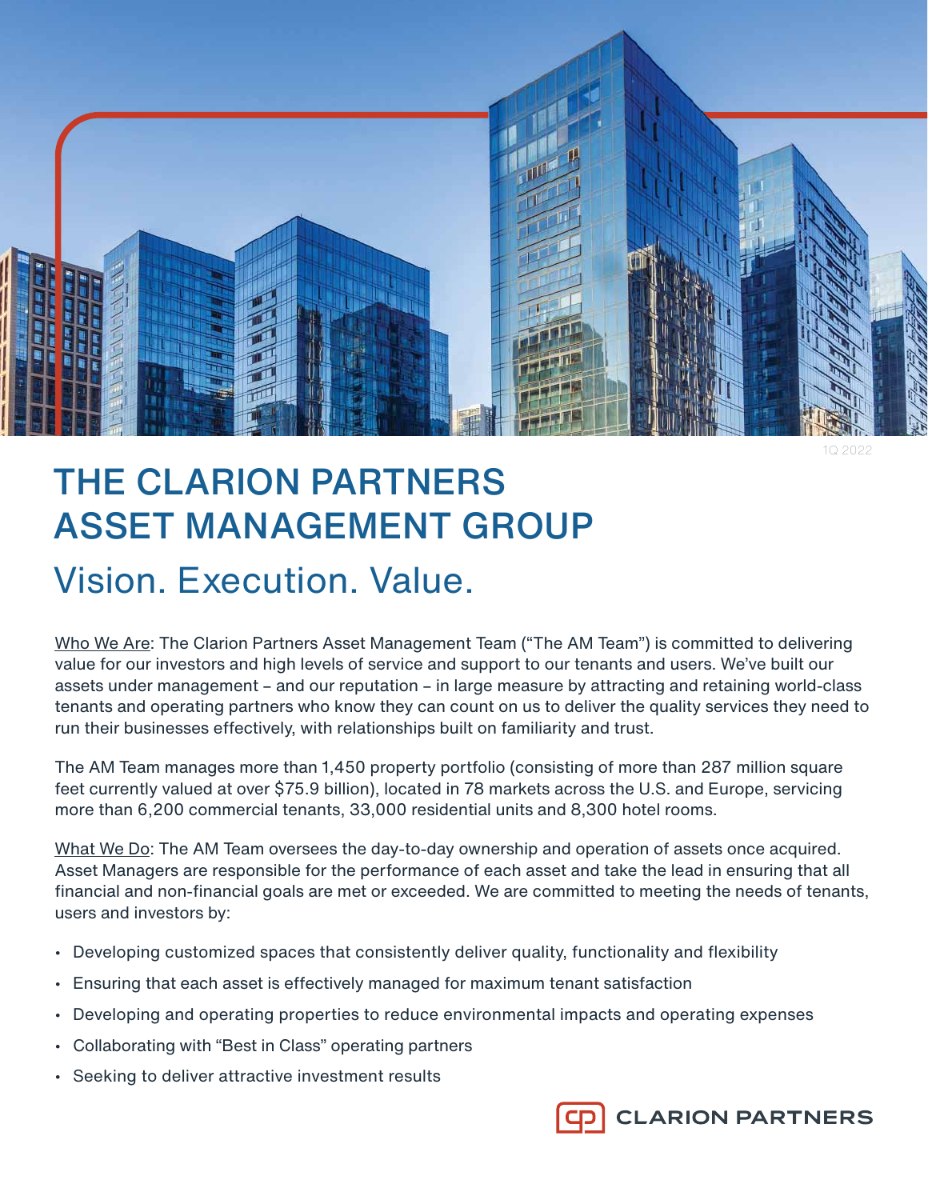1Q 2022

# THE CLARION PARTNERS ASSET MANAGEMENT GROUP

## Vision. Execution. Value.

Who We Are: The Clarion Partners Asset Management Team ("The AM Team") is committed to delivering value for our investors and high levels of service and support to our tenants and users. We've built our assets under management – and our reputation – in large measure by attracting and retaining world-class tenants and operating partners who know they can count on us to deliver the quality services they need to run their businesses effectively, with relationships built on familiarity and trust.

The AM Team manages more than 1,450 property portfolio (consisting of more than 287 million square feet currently valued at over $75.9 billion), located in 78 markets across the U.S. and Europe, servicing more than 6,200 commercial tenants, 33,000 residential units and 8,300 hotel rooms.

What We Do: The AM Team oversees the day-to-day ownership and operation of assets once acquired. Asset Managers are responsible for the performance of each asset and take the lead in ensuring that all financial and non-financial goals are met or exceeded. We are committed to meeting the needs of tenants, users and investors by:

- Developing customized spaces that consistently deliver quality, functionality and flexibility
- Ensuring that each asset is effectively managed for maximum tenant satisfaction
- Developing and operating properties to reduce environmental impacts and operating expenses
- Collaborating with "Best in Class" operating partners
- Seeking to deliver attractive investment results

CLARION PARTNERS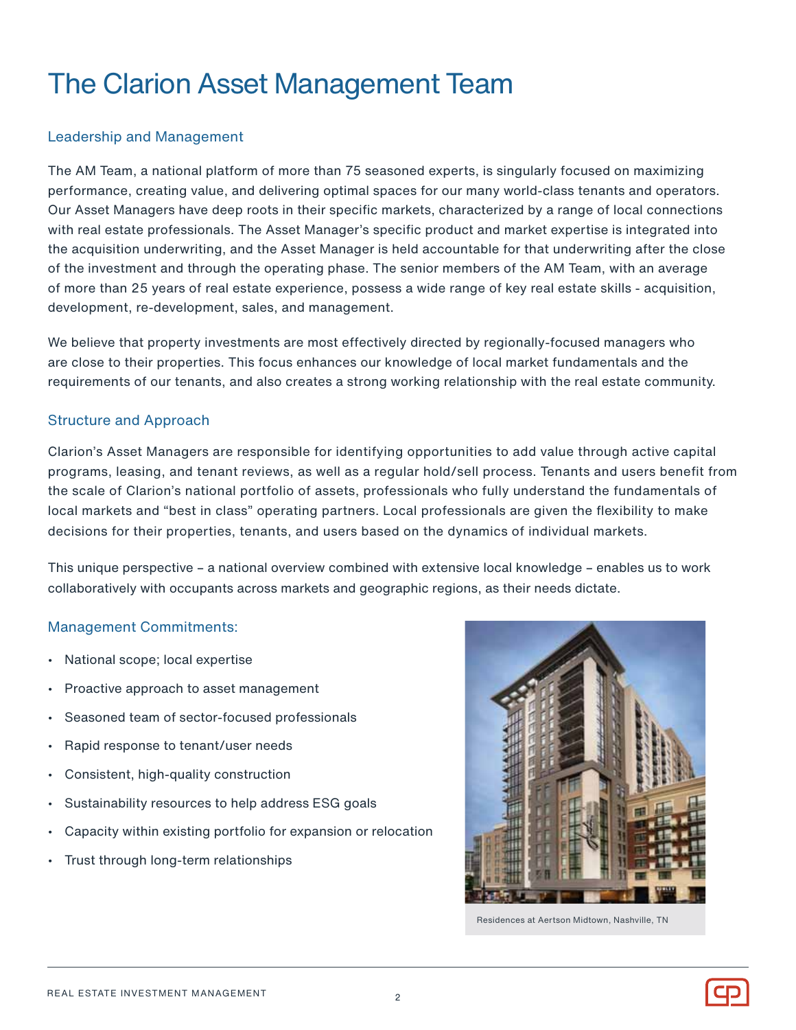# The Clarion Asset Management Team

## Leadership and Management

The AM Team, a national platform of more than 75 seasoned experts, is singularly focused on maximizing performance, creating value, and delivering optimal spaces for our many world-class tenants and operators. Our Asset Managers have deep roots in their specific markets, characterized by a range of local connections with real estate professionals. The Asset Manager's specific product and market expertise is integrated into the acquisition underwriting, and the Asset Manager is held accountable for that underwriting after the close of the investment and through the operating phase. The senior members of the AM Team, with an average of more than 25 years of real estate experience, possess a wide range of key real estate skills - acquisition, development, re-development, sales, and management.

We believe that property investments are most effectively directed by regionally-focused managers who are close to their properties. This focus enhances our knowledge of local market fundamentals and the requirements of our tenants, and also creates a strong working relationship with the real estate community.

## Structure and Approach

Clarion's Asset Managers are responsible for identifying opportunities to add value through active capital programs, leasing, and tenant reviews, as well as a regular hold/sell process. Tenants and users benefit from the scale of Clarion's national portfolio of assets, professionals who fully understand the fundamentals of local markets and "best in class" operating partners. Local professionals are given the flexibility to make decisions for their properties, tenants, and users based on the dynamics of individual markets.

This unique perspective – a national overview combined with extensive local knowledge – enables us to work collaboratively with occupants across markets and geographic regions, as their needs dictate.

## Management Commitments:

- National scope; local expertise
- Proactive approach to asset management
- Seasoned team of sector-focused professionals
- Rapid response to tenant/user needs
- Consistent, high-quality construction
- Sustainability resources to help address ESG goals
- Capacity within existing portfolio for expansion or relocation
- Trust through long-term relationships

Residences at Aertson Midtown, Nashville, TN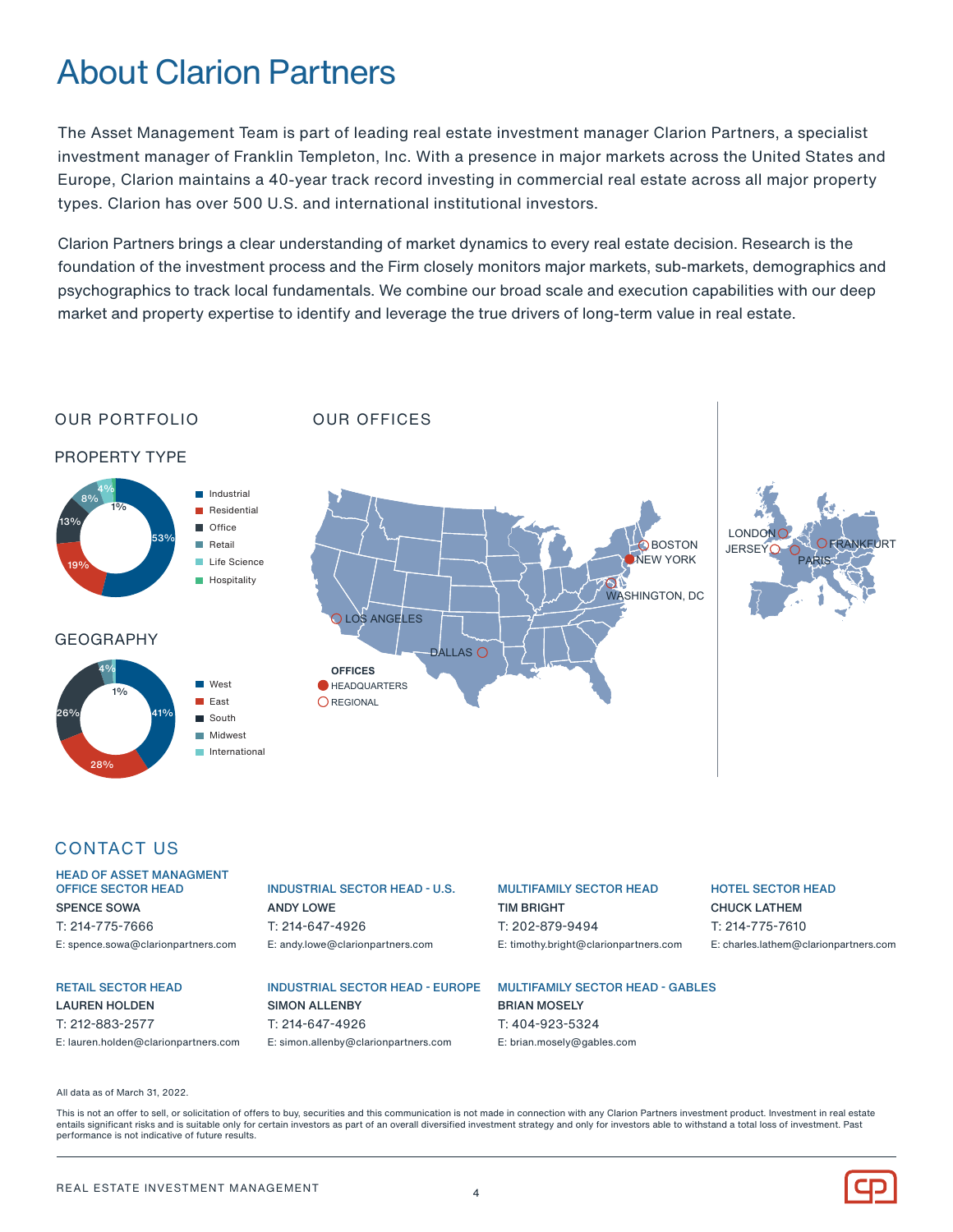# About Clarion Partners

The Asset Management Team is part of leading real estate investment manager Clarion Partners, a specialist investment manager of Franklin Templeton, Inc. With a presence in major markets across the United States and Europe, Clarion maintains a 40-year track record investing in commercial real estate across all major property types. Clarion has over 500 U.S. and international institutional investors.

Clarion Partners brings a clear understanding of market dynamics to every real estate decision. Research is the foundation of the investment process and the Firm closely monitors major markets, sub-markets, demographics and psychographics to track local fundamentals. We combine our broad scale and execution capabilities with our deep market and property expertise to identify and leverage the true drivers of long-term value in real estate.

## OUR PORTFOLIO

### PROPERTY TYPE

53%
19%
13%
8%
4%
1%

Industrial
Residential
Office
Retail
Life Science
Hospitality

### GEOGRAPHY

41%
28%
26%
4%
1%

West
East
South
Midwest
International

## OUR OFFICES

BOSTON
NEW YORK
WASHINGTON, DC
LOS ANGELES
DALLAS
LONDON
JERSEY
PARIS
FRANKFURT

OFFICES
HEADQUARTERS
REGIONAL

## CONTACT US

**HEAD OF ASSET MANAGMENT**
**OFFICE SECTOR HEAD**
**SPENCE SOWA**
T: 214-775-7666
E: spence.sowa@clarionpartners.com

**INDUSTRIAL SECTOR HEAD - U.S.**
**ANDY LOWE**
T: 214-647-4926
E: andy.lowe@clarionpartners.com

**MULTIFAMILY SECTOR HEAD**
**TIM BRIGHT**
T: 202-879-9494
E: timothy.bright@clarionpartners.com

**HOTEL SECTOR HEAD**
**CHUCK LATHEM**
T: 214-775-7610
E: charles.lathem@clarionpartners.com

**RETAIL SECTOR HEAD**
**LAUREN HOLDEN**
T: 212-883-2577
E: lauren.holden@clarionpartners.com

**INDUSTRIAL SECTOR HEAD - EUROPE**
**SIMON ALLENBY**
T: 214-647-4926
E: simon.allenby@clarionpartners.com

**MULTIFAMILY SECTOR HEAD - GABLES**
**BRIAN MOSELY**
T: 404-923-5324
E: brian.mosely@gables.com

All data as of March 31, 2022.

This is not an offer to sell, or solicitation of offers to buy, securities and this communication is not made in connection with any Clarion Partners investment product. Investment in real estate entails significant risks and is suitable only for certain investors as part of an overall diversified investment strategy and only for investors able to withstand a total loss of investment. Past performance is not indicative of future results.